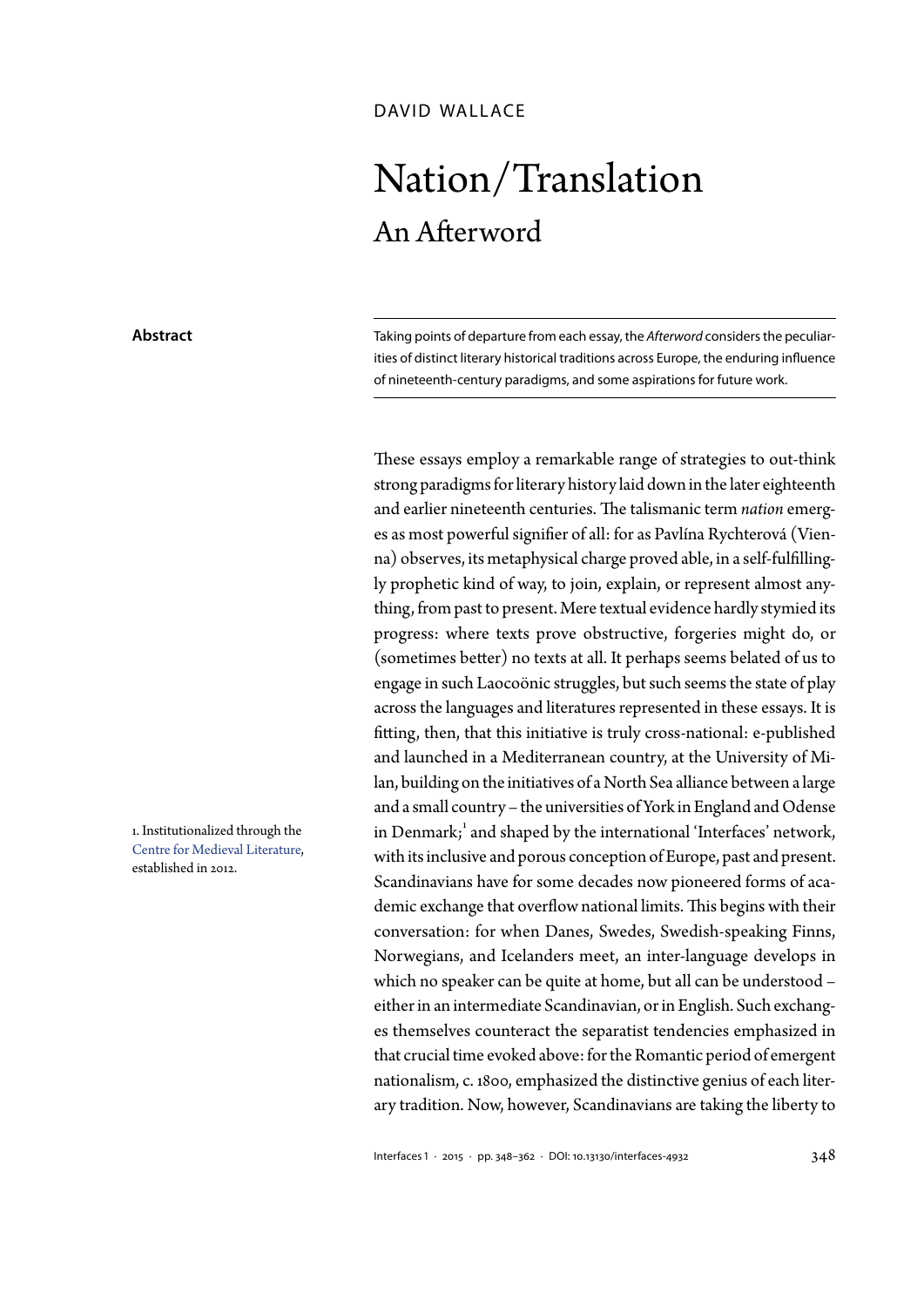DAVID WALLACE

# Nation/Translation

## An Afterword

**Abstract**

Taking points of departure from each essay, the *Afterword* considers the peculiarities of distinct literary historical traditions across Europe, the enduring influence of nineteenth-century paradigms, and some aspirations for future work.

These essays employ a remarkable range of strategies to out-think strong paradigms for literary history laid down in the later eighteenth and earlier nineteenth centuries. The talismanic term *nation* emerges as most powerful signifier of all: for as Pavlína Rychterová (Vienna) observes, its metaphysical charge proved able, in a self-fulfillingly prophetic kind of way, to join, explain, or represent almost anything, from past to present. Mere textual evidence hardly stymied its progress: where texts prove obstructive, forgeries might do, or (sometimes better) no texts at all. It perhaps seems belated of us to engage in such Laocoönic struggles, but such seems the state of play across the languages and literatures represented in these essays. It is fitting, then, that this initiative is truly cross-national: e-published and launched in a Mediterranean country, at the University of Milan, building on the initiatives of a North Sea alliance between a large and a small country – the universities of York in England and Odense in Denmark;[1] and shaped by the international 'Interfaces' network, with its inclusive and porous conception of Europe, past and present. Scandinavians have for some decades now pioneered forms of academic exchange that overflow national limits. This begins with their conversation: for when Danes, Swedes, Swedish-speaking Finns, Norwegians, and Icelanders meet, an inter-language develops in which no speaker can be quite at home, but all can be understood – either in an intermediate Scandinavian, or in English. Such exchanges themselves counteract the separatist tendencies emphasized in that crucial time evoked above: for the Romantic period of emergent nationalism, c. 1800, emphasized the distinctive genius of each literary tradition. Now, however, Scandinavians are taking the liberty to

1. Institutionalized through the Centre for Medieval Literature, established in 2012.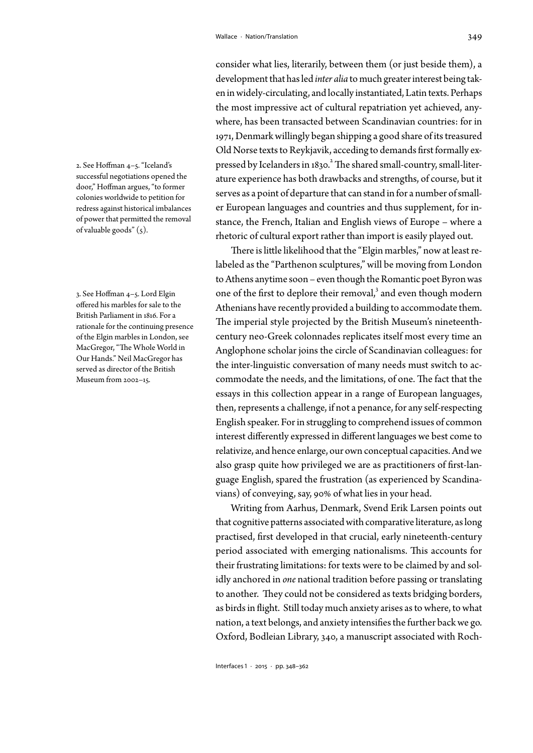consider what lies, literarily, between them (or just beside them), a development that has led *inter alia* to much greater interest being taken in widely-circulating, and locally instantiated, Latin texts. Perhaps the most impressive act of cultural repatriation yet achieved, anywhere, has been transacted between Scandinavian countries: for in 1971, Denmark willingly began shipping a good share of its treasured Old Norse texts to Reykjavik, acceding to demands first formally expressed by Icelanders in 1830.[2] The shared small-country, small-literature experience has both drawbacks and strengths, of course, but it serves as a point of departure that can stand in for a number of smaller European languages and countries and thus supplement, for instance, the French, Italian and English views of Europe – where a rhetoric of cultural export rather than import is easily played out.

There is little likelihood that the "Elgin marbles," now at least relabeled as the "Parthenon sculptures," will be moving from London to Athens anytime soon – even though the Romantic poet Byron was one of the first to deplore their removal,[3] and even though modern Athenians have recently provided a building to accommodate them. The imperial style projected by the British Museum's nineteenth-century neo-Greek colonnades replicates itself most every time an Anglophone scholar joins the circle of Scandinavian colleagues: for the inter-linguistic conversation of many needs must switch to accommodate the needs, and the limitations, of one. The fact that the essays in this collection appear in a range of European languages, then, represents a challenge, if not a penance, for any self-respecting English speaker. For in struggling to comprehend issues of common interest differently expressed in different languages we best come to relativize, and hence enlarge, our own conceptual capacities. And we also grasp quite how privileged we are as practitioners of first-language English, spared the frustration (as experienced by Scandinavians) of conveying, say, 90% of what lies in your head.

Writing from Aarhus, Denmark, Svend Erik Larsen points out that cognitive patterns associated with comparative literature, as long practised, first developed in that crucial, early nineteenth-century period associated with emerging nationalisms. This accounts for their frustrating limitations: for texts were to be claimed by and solidly anchored in *one* national tradition before passing or translating to another. They could not be considered as texts bridging borders, as birds in flight. Still today much anxiety arises as to where, to what nation, a text belongs, and anxiety intensifies the further back we go. Oxford, Bodleian Library, 340, a manuscript associated with Roch-

2. See Hoffman 4–5. "Iceland's successful negotiations opened the door," Hoffman argues, "to former colonies worldwide to petition for redress against historical imbalances of power that permitted the removal of valuable goods" (5).

3. See Hoffman 4–5. Lord Elgin offered his marbles for sale to the British Parliament in 1816. For a rationale for the continuing presence of the Elgin marbles in London, see MacGregor, "The Whole World in Our Hands." Neil MacGregor has served as director of the British Museum from 2002–15.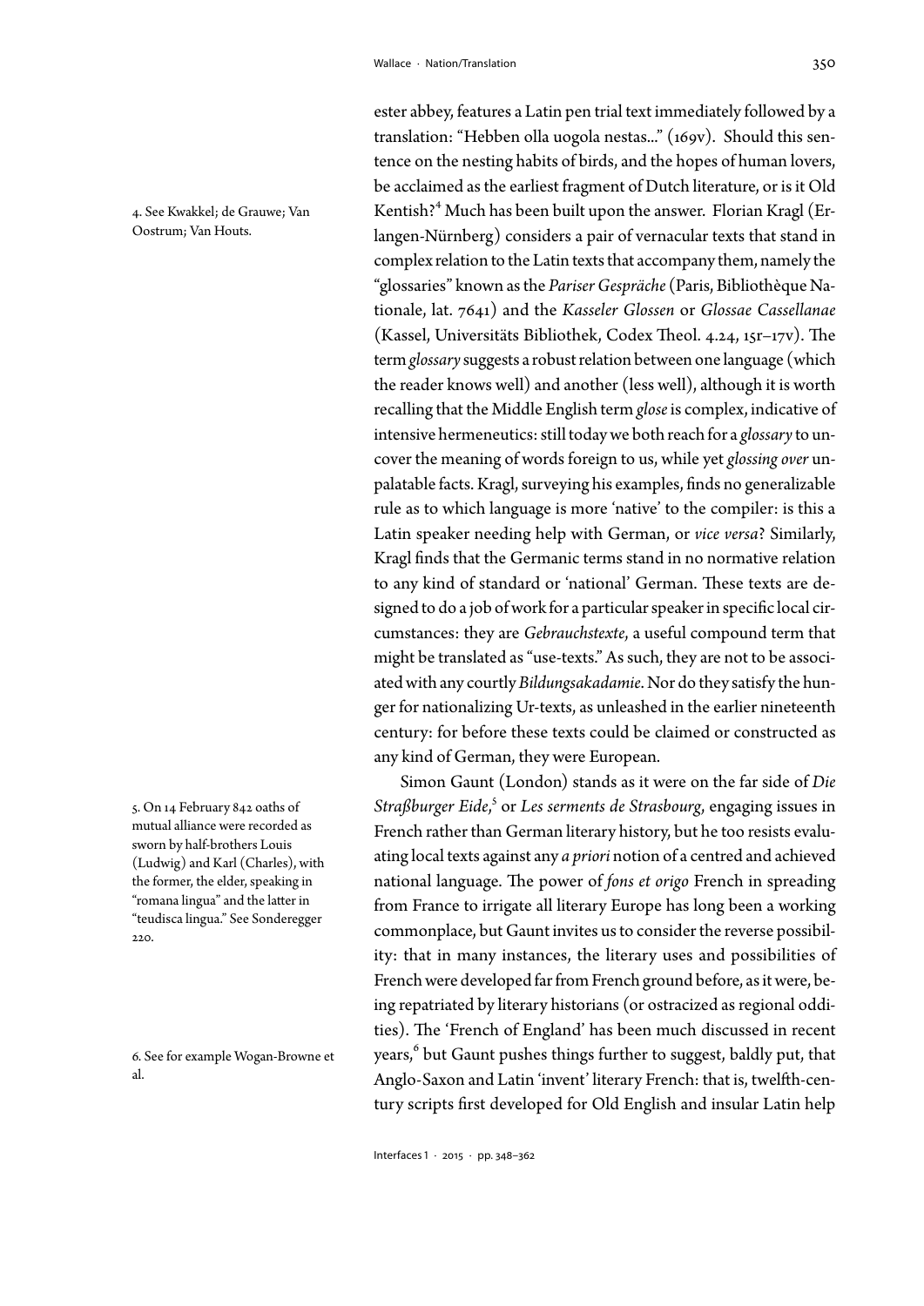ester abbey, features a Latin pen trial text immediately followed by a translation: "Hebben olla uogola nestas..." (169v). Should this sentence on the nesting habits of birds, and the hopes of human lovers, be acclaimed as the earliest fragment of Dutch literature, or is it Old Kentish?[4] Much has been built upon the answer. Florian Kragl (Erlangen-Nürnberg) considers a pair of vernacular texts that stand in complex relation to the Latin texts that accompany them, namely the "glossaries" known as the *Pariser Gespräche* (Paris, Bibliothèque Nationale, lat. 7641) and the *Kasseler Glossen* or *Glossae Cassellanae* (Kassel, Universitäts Bibliothek, Codex Theol. 4.24, 15r–17v). The term *glossary* suggests a robust relation between one language (which the reader knows well) and another (less well), although it is worth recalling that the Middle English term *glose* is complex, indicative of intensive hermeneutics: still today we both reach for a *glossary* to uncover the meaning of words foreign to us, while yet *glossing over* unpalatable facts. Kragl, surveying his examples, finds no generalizable rule as to which language is more 'native' to the compiler: is this a Latin speaker needing help with German, or *vice versa*? Similarly, Kragl finds that the Germanic terms stand in no normative relation to any kind of standard or 'national' German. These texts are designed to do a job of work for a particular speaker in specific local circumstances: they are *Gebrauchstexte*, a useful compound term that might be translated as "use-texts." As such, they are not to be associated with any courtly *Bildungsakadamie*. Nor do they satisfy the hunger for nationalizing Ur-texts, as unleashed in the earlier nineteenth century: for before these texts could be claimed or constructed as any kind of German, they were European.

Simon Gaunt (London) stands as it were on the far side of *Die Straßburger Eide*,[5] or *Les serments de Strasbourg*, engaging issues in French rather than German literary history, but he too resists evaluating local texts against any *a priori* notion of a centred and achieved national language. The power of *fons et origo* French in spreading from France to irrigate all literary Europe has long been a working commonplace, but Gaunt invites us to consider the reverse possibility: that in many instances, the literary uses and possibilities of French were developed far from French ground before, as it were, being repatriated by literary historians (or ostracized as regional oddities). The 'French of England' has been much discussed in recent years,[6] but Gaunt pushes things further to suggest, baldly put, that Anglo-Saxon and Latin 'invent' literary French: that is, twelfth-century scripts first developed for Old English and insular Latin help

4. See Kwakkel; de Grauwe; Van Oostrum; Van Houts.

5. On 14 February 842 oaths of mutual alliance were recorded as sworn by half-brothers Louis (Ludwig) and Karl (Charles), with the former, the elder, speaking in "romana lingua" and the latter in "teudisca lingua." See Sonderegger 220.

6. See for example Wogan-Browne et al.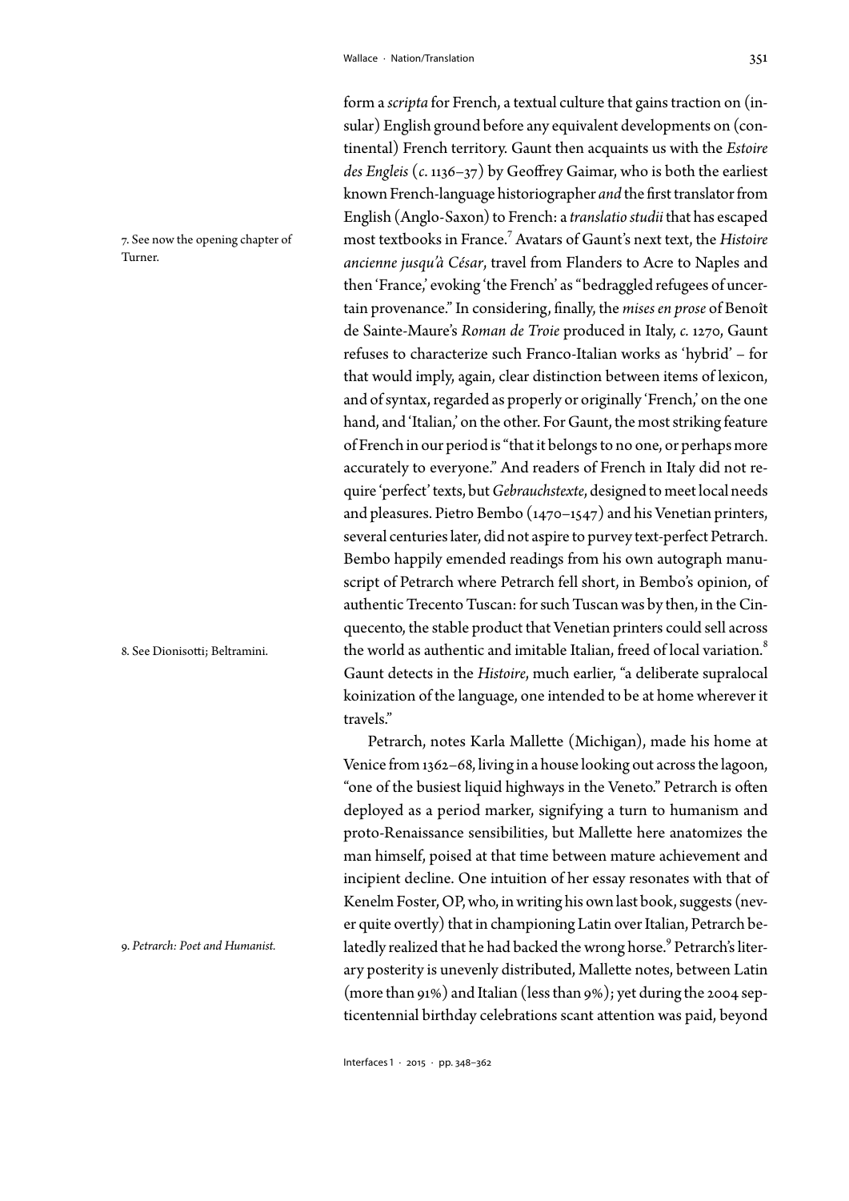form a *scripta* for French, a textual culture that gains traction on (insular) English ground before any equivalent developments on (continental) French territory. Gaunt then acquaints us with the *Estoire des Engleis* (*c*. 1136–37) by Geoffrey Gaimar, who is both the earliest known French-language historiographer *and* the first translator from English (Anglo-Saxon) to French: a *translatio studii* that has escaped most textbooks in France.[7] Avatars of Gaunt's next text, the *Histoire ancienne jusqu'à César*, travel from Flanders to Acre to Naples and then 'France,' evoking 'the French' as "bedraggled refugees of uncertain provenance." In considering, finally, the *mises en prose* of Benoît de Sainte-Maure's *Roman de Troie* produced in Italy, *c*. 1270, Gaunt refuses to characterize such Franco-Italian works as 'hybrid' – for that would imply, again, clear distinction between items of lexicon, and of syntax, regarded as properly or originally 'French,' on the one hand, and 'Italian,' on the other. For Gaunt, the most striking feature of French in our period is "that it belongs to no one, or perhaps more accurately to everyone." And readers of French in Italy did not require 'perfect' texts, but *Gebrauchstexte*, designed to meet local needs and pleasures. Pietro Bembo (1470–1547) and his Venetian printers, several centuries later, did not aspire to purvey text-perfect Petrarch. Bembo happily emended readings from his own autograph manuscript of Petrarch where Petrarch fell short, in Bembo's opinion, of authentic Trecento Tuscan: for such Tuscan was by then, in the Cinquecento, the stable product that Venetian printers could sell across the world as authentic and imitable Italian, freed of local variation.[8] Gaunt detects in the *Histoire*, much earlier, "a deliberate supralocal koinization of the language, one intended to be at home wherever it travels."

Petrarch, notes Karla Mallette (Michigan), made his home at Venice from 1362–68, living in a house looking out across the lagoon, "one of the busiest liquid highways in the Veneto." Petrarch is often deployed as a period marker, signifying a turn to humanism and proto-Renaissance sensibilities, but Mallette here anatomizes the man himself, poised at that time between mature achievement and incipient decline. One intuition of her essay resonates with that of Kenelm Foster, OP, who, in writing his own last book, suggests (never quite overtly) that in championing Latin over Italian, Petrarch belatedly realized that he had backed the wrong horse.[9] Petrarch's literary posterity is unevenly distributed, Mallette notes, between Latin (more than 91%) and Italian (less than 9%); yet during the 2004 septicentennial birthday celebrations scant attention was paid, beyond

7. See now the opening chapter of Turner.

8. See Dionisotti; Beltramini.

9. *Petrarch: Poet and Humanist.*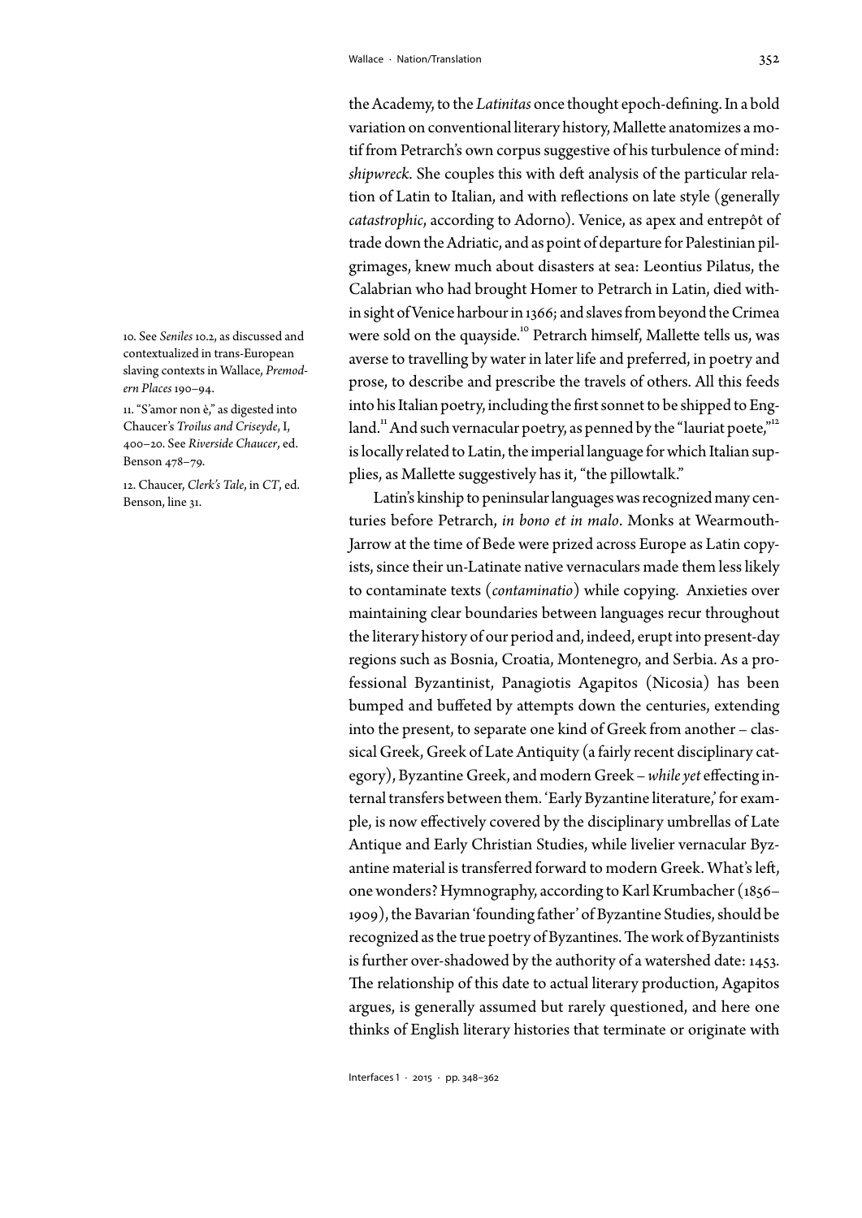the Academy, to the *Latinitas* once thought epoch-defining. In a bold variation on conventional literary history, Mallette anatomizes a motif from Petrarch's own corpus suggestive of his turbulence of mind: *shipwreck*. She couples this with deft analysis of the particular relation of Latin to Italian, and with reflections on late style (generally *catastrophic*, according to Adorno). Venice, as apex and entrepôt of trade down the Adriatic, and as point of departure for Palestinian pilgrimages, knew much about disasters at sea: Leontius Pilatus, the Calabrian who had brought Homer to Petrarch in Latin, died within sight of Venice harbour in 1366; and slaves from beyond the Crimea were sold on the quayside.[10] Petrarch himself, Mallette tells us, was averse to travelling by water in later life and preferred, in poetry and prose, to describe and prescribe the travels of others. All this feeds into his Italian poetry, including the first sonnet to be shipped to England.[11] And such vernacular poetry, as penned by the "lauriat poete,"[12] is locally related to Latin, the imperial language for which Italian supplies, as Mallette suggestively has it, "the pillowtalk."

Latin's kinship to peninsular languages was recognized many centuries before Petrarch, *in bono et in malo*. Monks at Wearmouth-Jarrow at the time of Bede were prized across Europe as Latin copyists, since their un-Latinate native vernaculars made them less likely to contaminate texts (*contaminatio*) while copying. Anxieties over maintaining clear boundaries between languages recur throughout the literary history of our period and, indeed, erupt into present-day regions such as Bosnia, Croatia, Montenegro, and Serbia. As a professional Byzantinist, Panagiotis Agapitos (Nicosia) has been bumped and buffeted by attempts down the centuries, extending into the present, to separate one kind of Greek from another – classical Greek, Greek of Late Antiquity (a fairly recent disciplinary category), Byzantine Greek, and modern Greek – *while yet* effecting internal transfers between them. 'Early Byzantine literature,' for example, is now effectively covered by the disciplinary umbrellas of Late Antique and Early Christian Studies, while livelier vernacular Byzantine material is transferred forward to modern Greek. What's left, one wonders? Hymnography, according to Karl Krumbacher (1856–1909), the Bavarian 'founding father' of Byzantine Studies, should be recognized as the true poetry of Byzantines. The work of Byzantinists is further over-shadowed by the authority of a watershed date: 1453. The relationship of this date to actual literary production, Agapitos argues, is generally assumed but rarely questioned, and here one thinks of English literary histories that terminate or originate with

10. See *Seniles* 10.2, as discussed and contextualized in trans-European slaving contexts in Wallace, *Premodern Places* 190–94.

11. "S'amor non è," as digested into Chaucer's *Troilus and Criseyde*, I, 400–20. See *Riverside Chaucer*, ed. Benson 478–79.

12. Chaucer, *Clerk's Tale*, in *CT*, ed. Benson, line 31.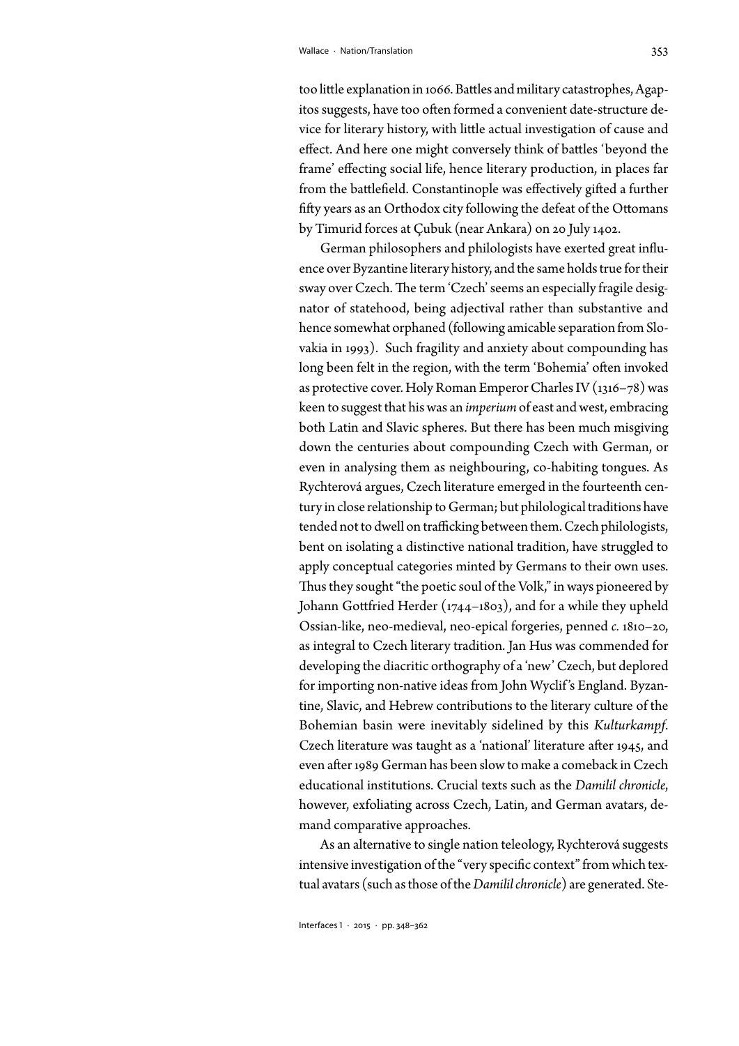too little explanation in 1066. Battles and military catastrophes, Agapitos suggests, have too often formed a convenient date-structure device for literary history, with little actual investigation of cause and effect. And here one might conversely think of battles 'beyond the frame' effecting social life, hence literary production, in places far from the battlefield. Constantinople was effectively gifted a further fifty years as an Orthodox city following the defeat of the Ottomans by Timurid forces at Çubuk (near Ankara) on 20 July 1402.

German philosophers and philologists have exerted great influence over Byzantine literary history, and the same holds true for their sway over Czech. The term 'Czech' seems an especially fragile designator of statehood, being adjectival rather than substantive and hence somewhat orphaned (following amicable separation from Slovakia in 1993). Such fragility and anxiety about compounding has long been felt in the region, with the term 'Bohemia' often invoked as protective cover. Holy Roman Emperor Charles IV (1316–78) was keen to suggest that his was an *imperium* of east and west, embracing both Latin and Slavic spheres. But there has been much misgiving down the centuries about compounding Czech with German, or even in analysing them as neighbouring, co-habiting tongues. As Rychterová argues, Czech literature emerged in the fourteenth century in close relationship to German; but philological traditions have tended not to dwell on trafficking between them. Czech philologists, bent on isolating a distinctive national tradition, have struggled to apply conceptual categories minted by Germans to their own uses. Thus they sought "the poetic soul of the Volk," in ways pioneered by Johann Gottfried Herder (1744–1803), and for a while they upheld Ossian-like, neo-medieval, neo-epical forgeries, penned *c.* 1810–20, as integral to Czech literary tradition. Jan Hus was commended for developing the diacritic orthography of a 'new' Czech, but deplored for importing non-native ideas from John Wyclif's England. Byzantine, Slavic, and Hebrew contributions to the literary culture of the Bohemian basin were inevitably sidelined by this *Kulturkampf*. Czech literature was taught as a 'national' literature after 1945, and even after 1989 German has been slow to make a comeback in Czech educational institutions. Crucial texts such as the *Damilil chronicle*, however, exfoliating across Czech, Latin, and German avatars, demand comparative approaches.

As an alternative to single nation teleology, Rychterová suggests intensive investigation of the "very specific context" from which textual avatars (such as those of the *Damilil chronicle*) are generated. Ste-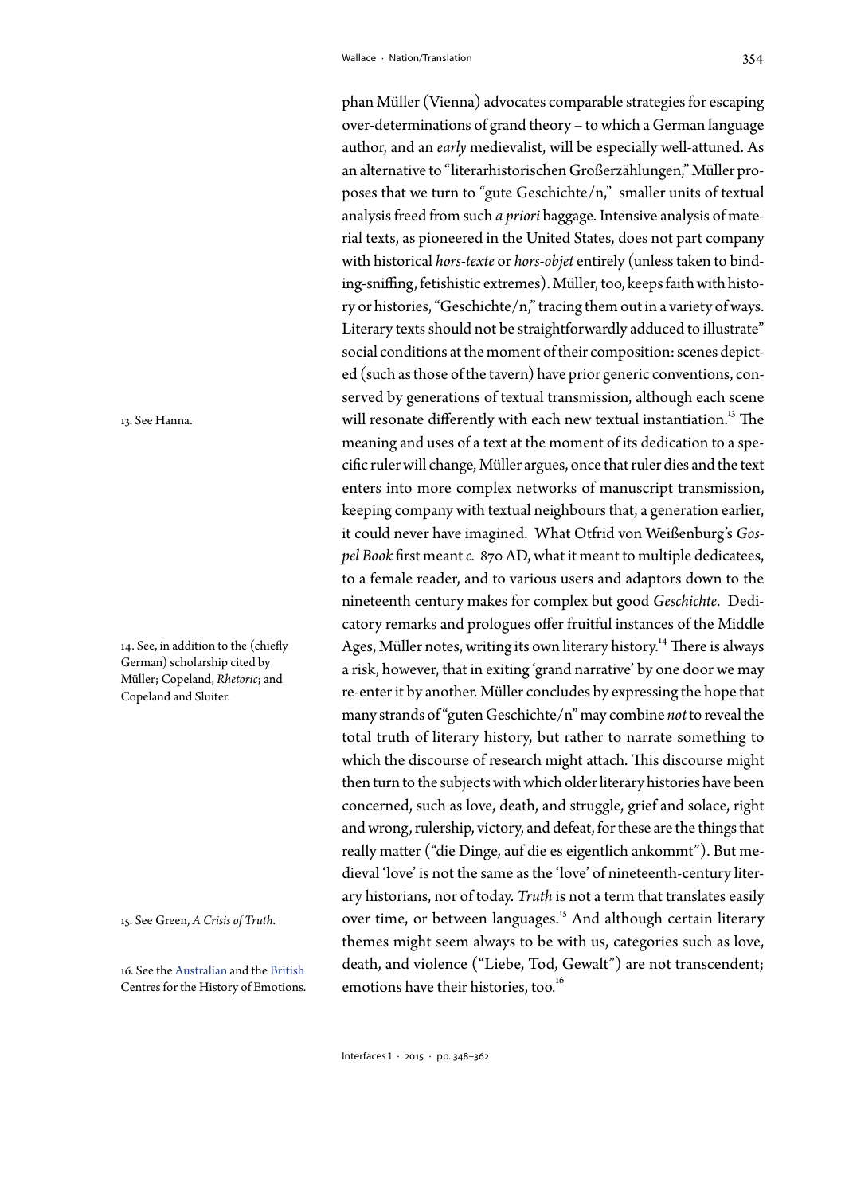phan Müller (Vienna) advocates comparable strategies for escaping over-determinations of grand theory – to which a German language author, and an *early* medievalist, will be especially well-attuned. As an alternative to "literarhistorischen Großerzählungen," Müller proposes that we turn to "gute Geschichte/n," smaller units of textual analysis freed from such *a priori* baggage. Intensive analysis of material texts, as pioneered in the United States, does not part company with historical *hors-texte* or *hors-objet* entirely (unless taken to binding-sniffing, fetishistic extremes). Müller, too, keeps faith with history or histories, "Geschichte/n," tracing them out in a variety of ways. Literary texts should not be straightforwardly adduced to illustrate" social conditions at the moment of their composition: scenes depicted (such as those of the tavern) have prior generic conventions, conserved by generations of textual transmission, although each scene will resonate differently with each new textual instantiation.[13] The meaning and uses of a text at the moment of its dedication to a specific ruler will change, Müller argues, once that ruler dies and the text enters into more complex networks of manuscript transmission, keeping company with textual neighbours that, a generation earlier, it could never have imagined. What Otfrid von Weißenburg's *Gospel Book* first meant *c.* 870 AD, what it meant to multiple dedicatees, to a female reader, and to various users and adaptors down to the nineteenth century makes for complex but good *Geschichte*. Dedicatory remarks and prologues offer fruitful instances of the Middle Ages, Müller notes, writing its own literary history.[14] There is always a risk, however, that in exiting 'grand narrative' by one door we may re-enter it by another. Müller concludes by expressing the hope that many strands of "guten Geschichte/n" may combine *not* to reveal the total truth of literary history, but rather to narrate something to which the discourse of research might attach. This discourse might then turn to the subjects with which older literary histories have been concerned, such as love, death, and struggle, grief and solace, right and wrong, rulership, victory, and defeat, for these are the things that really matter ("die Dinge, auf die es eigentlich ankommt"). But medieval 'love' is not the same as the 'love' of nineteenth-century literary historians, nor of today. *Truth* is not a term that translates easily over time, or between languages.[15] And although certain literary themes might seem always to be with us, categories such as love, death, and violence ("Liebe, Tod, Gewalt") are not transcendent; emotions have their histories, too.[16]

13. See Hanna.

14. See, in addition to the (chiefly German) scholarship cited by Müller; Copeland, *Rhetoric*; and Copeland and Sluiter.

15. See Green, *A Crisis of Truth*.

16. See the Australian and the British Centres for the History of Emotions.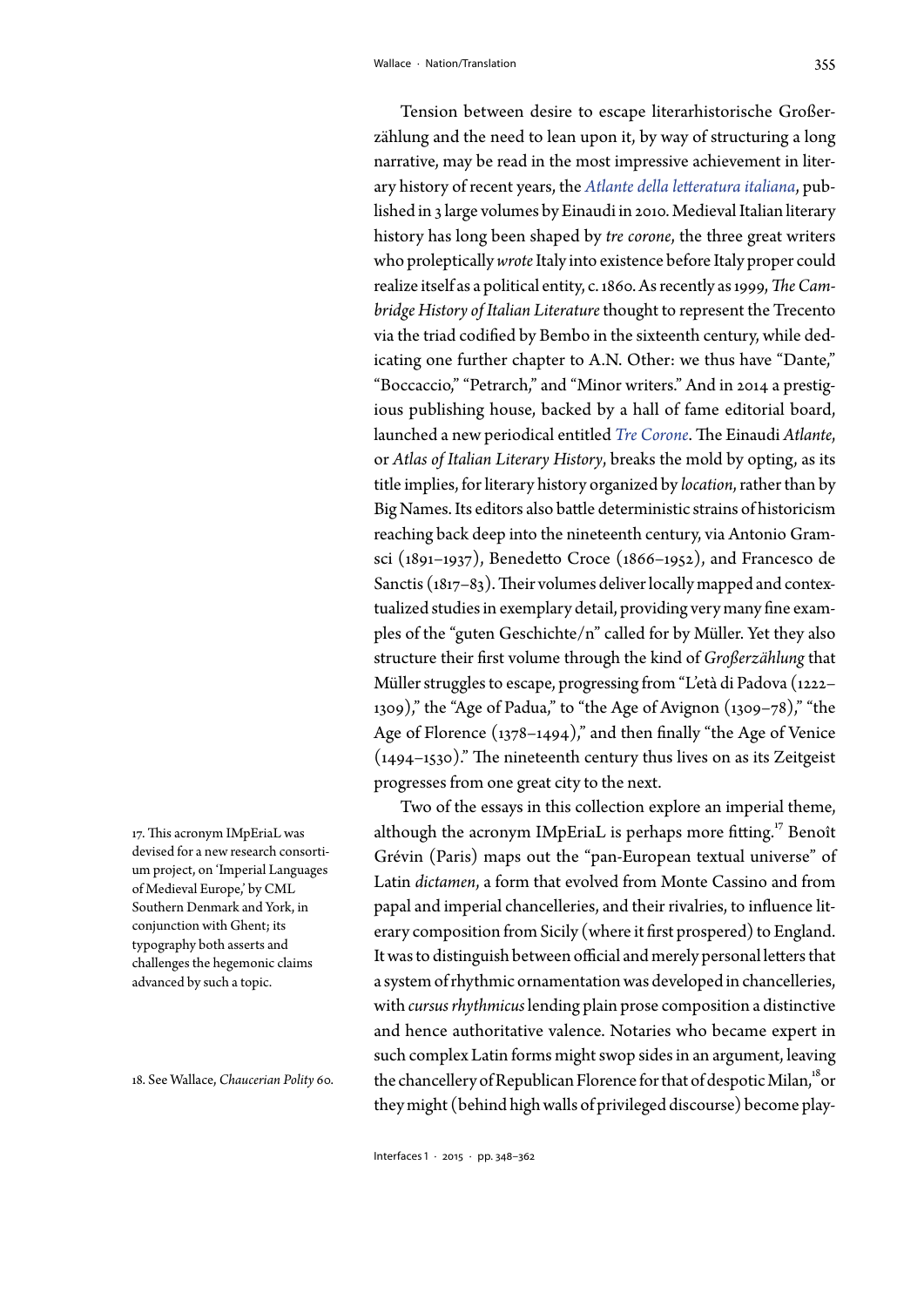Tension between desire to escape literarhistorische Großerzählung and the need to lean upon it, by way of structuring a long narrative, may be read in the most impressive achievement in literary history of recent years, the *Atlante della letteratura italiana*, published in 3 large volumes by Einaudi in 2010. Medieval Italian literary history has long been shaped by *tre corone*, the three great writers who proleptically *wrote* Italy into existence before Italy proper could realize itself as a political entity, c. 1860. As recently as 1999, *The Cambridge History of Italian Literature* thought to represent the Trecento via the triad codified by Bembo in the sixteenth century, while dedicating one further chapter to A.N. Other: we thus have "Dante," "Boccaccio," "Petrarch," and "Minor writers." And in 2014 a prestigious publishing house, backed by a hall of fame editorial board, launched a new periodical entitled *Tre Corone*. The Einaudi *Atlante*, or *Atlas of Italian Literary History*, breaks the mold by opting, as its title implies, for literary history organized by *location*, rather than by Big Names. Its editors also battle deterministic strains of historicism reaching back deep into the nineteenth century, via Antonio Gramsci (1891–1937), Benedetto Croce (1866–1952), and Francesco de Sanctis (1817–83). Their volumes deliver locally mapped and contextualized studies in exemplary detail, providing very many fine examples of the "guten Geschichte/n" called for by Müller. Yet they also structure their first volume through the kind of *Großerzählung* that Müller struggles to escape, progressing from "L'età di Padova (1222–1309)," the "Age of Padua," to "the Age of Avignon (1309–78)," "the Age of Florence (1378–1494)," and then finally "the Age of Venice (1494–1530)." The nineteenth century thus lives on as its Zeitgeist progresses from one great city to the next.

Two of the essays in this collection explore an imperial theme, although the acronym IMpEriaL is perhaps more fitting.[17] Benoît Grévin (Paris) maps out the "pan-European textual universe" of Latin *dictamen*, a form that evolved from Monte Cassino and from papal and imperial chancelleries, and their rivalries, to influence literary composition from Sicily (where it first prospered) to England. It was to distinguish between official and merely personal letters that a system of rhythmic ornamentation was developed in chancelleries, with *cursus rhythmicus* lending plain prose composition a distinctive and hence authoritative valence. Notaries who became expert in such complex Latin forms might swop sides in an argument, leaving the chancellery of Republican Florence for that of despotic Milan,[18] or they might (behind high walls of privileged discourse) become play-

17. This acronym IMpEriaL was devised for a new research consortium project, on 'Imperial Languages of Medieval Europe,' by CML Southern Denmark and York, in conjunction with Ghent; its typography both asserts and challenges the hegemonic claims advanced by such a topic.

18. See Wallace, *Chaucerian Polity* 60.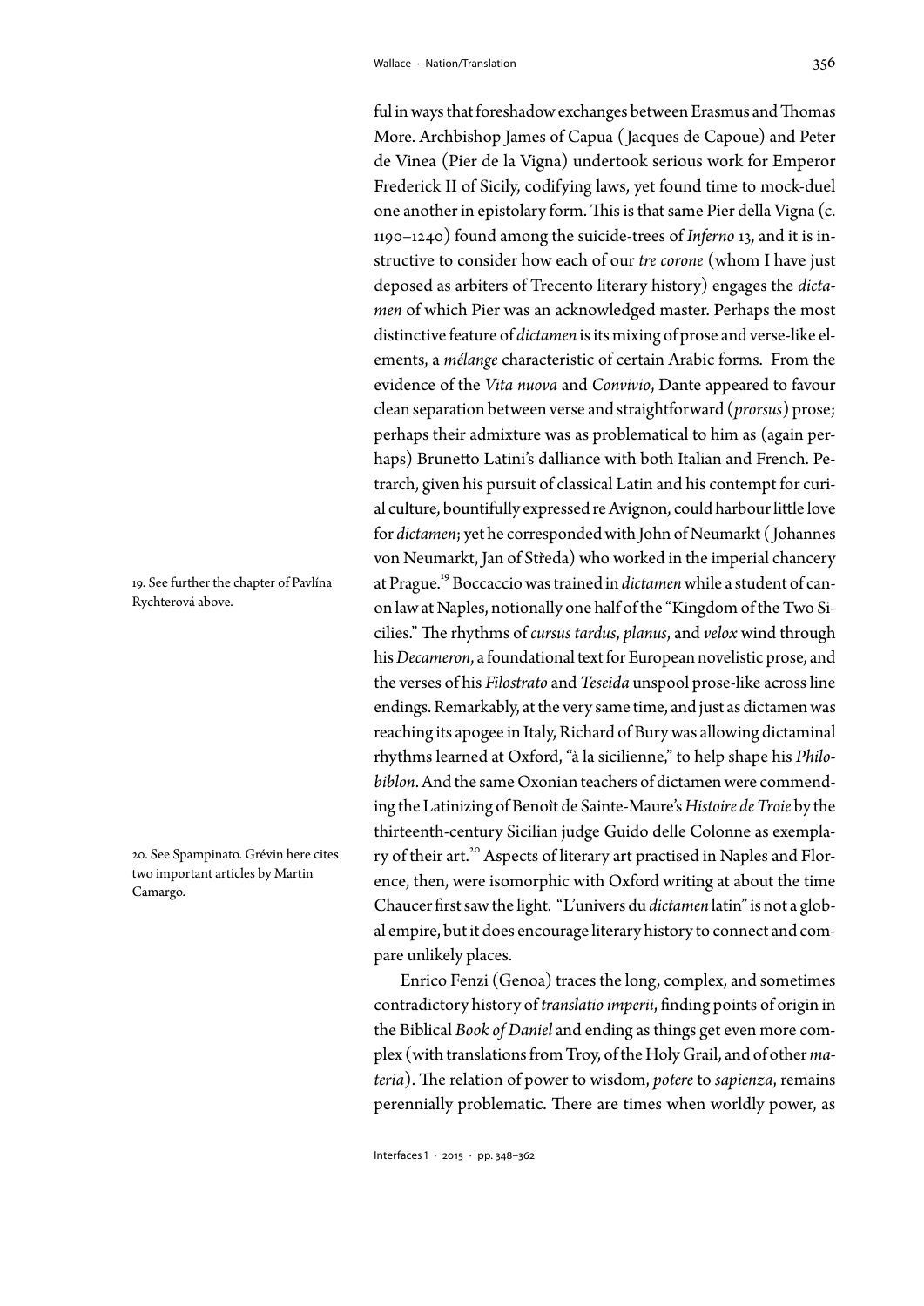ful in ways that foreshadow exchanges between Erasmus and Thomas More. Archbishop James of Capua (Jacques de Capoue) and Peter de Vinea (Pier de la Vigna) undertook serious work for Emperor Frederick II of Sicily, codifying laws, yet found time to mock-duel one another in epistolary form. This is that same Pier della Vigna (c. 1190–1240) found among the suicide-trees of *Inferno* 13, and it is instructive to consider how each of our *tre corone* (whom I have just deposed as arbiters of Trecento literary history) engages the *dictamen* of which Pier was an acknowledged master. Perhaps the most distinctive feature of *dictamen* is its mixing of prose and verse-like elements, a *mélange* characteristic of certain Arabic forms. From the evidence of the *Vita nuova* and *Convivio*, Dante appeared to favour clean separation between verse and straightforward (*prorsus*) prose; perhaps their admixture was as problematical to him as (again perhaps) Brunetto Latini's dalliance with both Italian and French. Petrarch, given his pursuit of classical Latin and his contempt for curial culture, bountifully expressed re Avignon, could harbour little love for *dictamen*; yet he corresponded with John of Neumarkt (Johannes von Neumarkt, Jan of Středa) who worked in the imperial chancery at Prague.[19] Boccaccio was trained in *dictamen* while a student of canon law at Naples, notionally one half of the "Kingdom of the Two Sicilies." The rhythms of *cursus tardus*, *planus*, and *velox* wind through his *Decameron*, a foundational text for European novelistic prose, and the verses of his *Filostrato* and *Teseida* unspool prose-like across line endings. Remarkably, at the very same time, and just as dictamen was reaching its apogee in Italy, Richard of Bury was allowing dictaminal rhythms learned at Oxford, "à la sicilienne," to help shape his *Philobiblon*. And the same Oxonian teachers of dictamen were commending the Latinizing of Benoît de Sainte-Maure's *Histoire de Troie* by the thirteenth-century Sicilian judge Guido delle Colonne as exemplary of their art.[20] Aspects of literary art practised in Naples and Florence, then, were isomorphic with Oxford writing at about the time Chaucer first saw the light. "L'univers du *dictamen* latin" is not a global empire, but it does encourage literary history to connect and compare unlikely places.

Enrico Fenzi (Genoa) traces the long, complex, and sometimes contradictory history of *translatio imperii*, finding points of origin in the Biblical *Book of Daniel* and ending as things get even more complex (with translations from Troy, of the Holy Grail, and of other *materia*). The relation of power to wisdom, *potere* to *sapienza*, remains perennially problematic. There are times when worldly power, as

19. See further the chapter of Pavlína Rychterová above.

20. See Spampinato. Grévin here cites two important articles by Martin Camargo.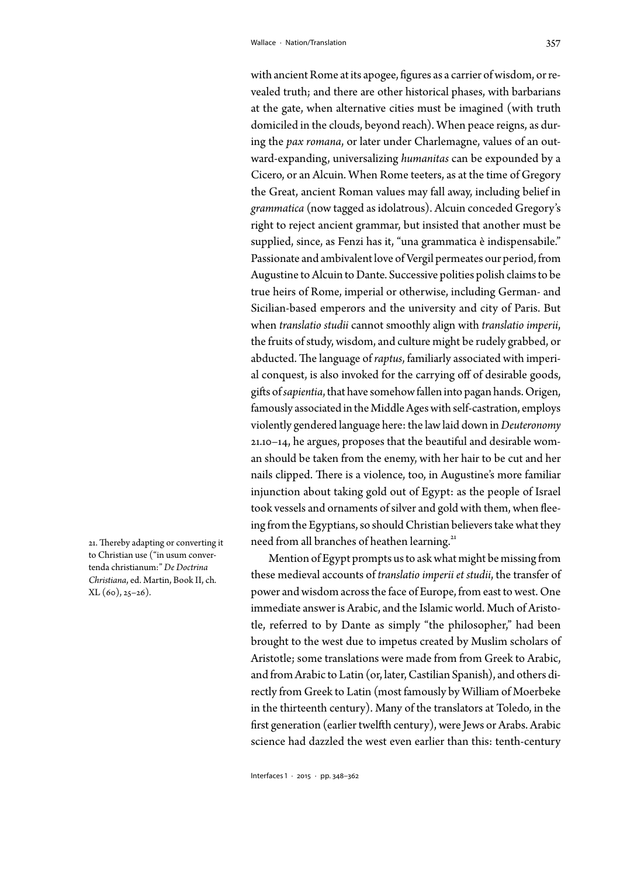with ancient Rome at its apogee, figures as a carrier of wisdom, or revealed truth; and there are other historical phases, with barbarians at the gate, when alternative cities must be imagined (with truth domiciled in the clouds, beyond reach). When peace reigns, as during the *pax romana*, or later under Charlemagne, values of an outward-expanding, universalizing *humanitas* can be expounded by a Cicero, or an Alcuin. When Rome teeters, as at the time of Gregory the Great, ancient Roman values may fall away, including belief in *grammatica* (now tagged as idolatrous). Alcuin conceded Gregory's right to reject ancient grammar, but insisted that another must be supplied, since, as Fenzi has it, "una grammatica è indispensabile." Passionate and ambivalent love of Vergil permeates our period, from Augustine to Alcuin to Dante. Successive polities polish claims to be true heirs of Rome, imperial or otherwise, including German- and Sicilian-based emperors and the university and city of Paris. But when *translatio studii* cannot smoothly align with *translatio imperii*, the fruits of study, wisdom, and culture might be rudely grabbed, or abducted. The language of *raptus*, familiarly associated with imperial conquest, is also invoked for the carrying off of desirable goods, gifts of *sapientia*, that have somehow fallen into pagan hands. Origen, famously associated in the Middle Ages with self-castration, employs violently gendered language here: the law laid down in *Deuteronomy* 21.10–14, he argues, proposes that the beautiful and desirable woman should be taken from the enemy, with her hair to be cut and her nails clipped. There is a violence, too, in Augustine's more familiar injunction about taking gold out of Egypt: as the people of Israel took vessels and ornaments of silver and gold with them, when fleeing from the Egyptians, so should Christian believers take what they need from all branches of heathen learning.[21]

Mention of Egypt prompts us to ask what might be missing from these medieval accounts of *translatio imperii et studii*, the transfer of power and wisdom across the face of Europe, from east to west. One immediate answer is Arabic, and the Islamic world. Much of Aristotle, referred to by Dante as simply "the philosopher," had been brought to the west due to impetus created by Muslim scholars of Aristotle; some translations were made from from Greek to Arabic, and from Arabic to Latin (or, later, Castilian Spanish), and others directly from Greek to Latin (most famously by William of Moerbeke in the thirteenth century). Many of the translators at Toledo, in the first generation (earlier twelfth century), were Jews or Arabs. Arabic science had dazzled the west even earlier than this: tenth-century

21. Thereby adapting or converting it to Christian use ("in usum convertenda christianum:" *De Doctrina Christiana*, ed. Martin, Book II, ch. XL (60), 25–26).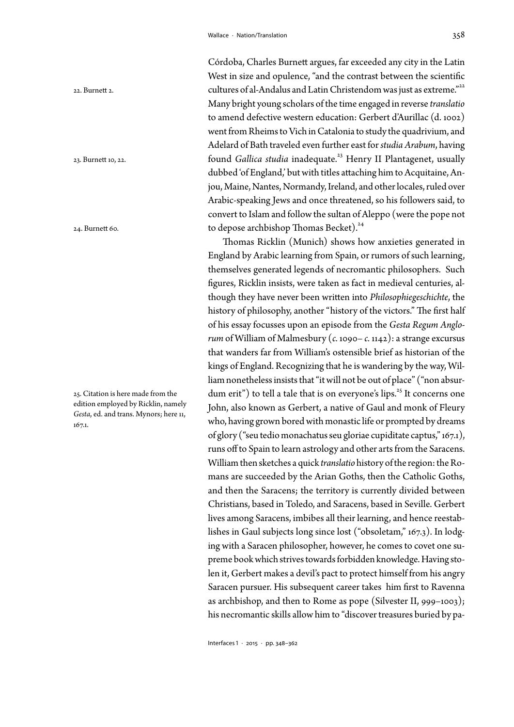Córdoba, Charles Burnett argues, far exceeded any city in the Latin West in size and opulence, "and the contrast between the scientific cultures of al-Andalus and Latin Christendom was just as extreme."[22] Many bright young scholars of the time engaged in reverse *translatio* to amend defective western education: Gerbert d'Aurillac (d. 1002) went from Rheims to Vich in Catalonia to study the quadrivium, and Adelard of Bath traveled even further east for *studia Arabum*, having found *Gallica studia* inadequate.[23] Henry II Plantagenet, usually dubbed 'of England,' but with titles attaching him to Acquitaine, Anjou, Maine, Nantes, Normandy, Ireland, and other locales, ruled over Arabic-speaking Jews and once threatened, so his followers said, to convert to Islam and follow the sultan of Aleppo (were the pope not to depose archbishop Thomas Becket).[24]

Thomas Ricklin (Munich) shows how anxieties generated in England by Arabic learning from Spain, or rumors of such learning, themselves generated legends of necromantic philosophers. Such figures, Ricklin insists, were taken as fact in medieval centuries, although they have never been written into *Philosophiegeschichte*, the history of philosophy, another "history of the victors." The first half of his essay focusses upon an episode from the *Gesta Regum Anglorum* of William of Malmesbury (*c.* 1090– *c.* 1142): a strange excursus that wanders far from William's ostensible brief as historian of the kings of England. Recognizing that he is wandering by the way, William nonetheless insists that "it will not be out of place" ("non absurdum erit") to tell a tale that is on everyone's lips.[25] It concerns one John, also known as Gerbert, a native of Gaul and monk of Fleury who, having grown bored with monastic life or prompted by dreams of glory ("seu tedio monachatus seu gloriae cupiditate captus," 167.1), runs off to Spain to learn astrology and other arts from the Saracens. William then sketches a quick *translatio* history of the region: the Romans are succeeded by the Arian Goths, then the Catholic Goths, and then the Saracens; the territory is currently divided between Christians, based in Toledo, and Saracens, based in Seville. Gerbert lives among Saracens, imbibes all their learning, and hence reestablishes in Gaul subjects long since lost ("obsoletam," 167.3). In lodging with a Saracen philosopher, however, he comes to covet one supreme book which strives towards forbidden knowledge. Having stolen it, Gerbert makes a devil's pact to protect himself from his angry Saracen pursuer. His subsequent career takes him first to Ravenna as archbishop, and then to Rome as pope (Silvester II, 999–1003); his necromantic skills allow him to "discover treasures buried by pa-

22. Burnett 2.

23. Burnett 10, 22.

24. Burnett 60.

25. Citation is here made from the edition employed by Ricklin, namely *Gesta*, ed. and trans. Mynors; here 11, 167.1.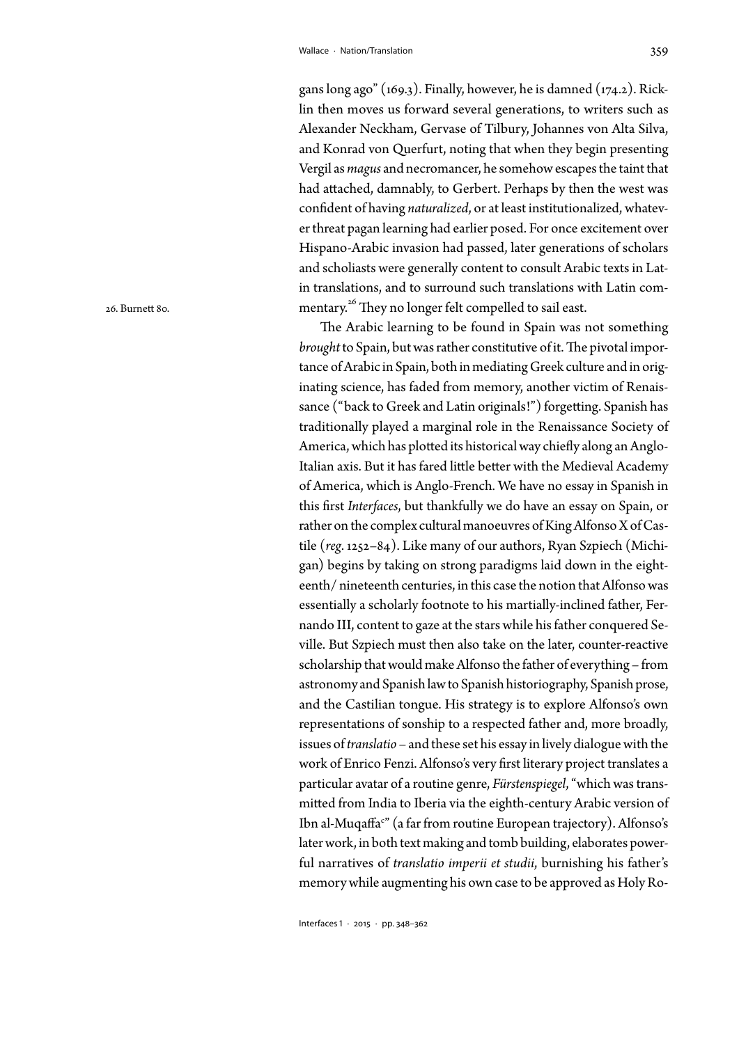gans long ago" (169.3). Finally, however, he is damned (174.2). Ricklin then moves us forward several generations, to writers such as Alexander Neckham, Gervase of Tilbury, Johannes von Alta Silva, and Konrad von Querfurt, noting that when they begin presenting Vergil as *magus* and necromancer, he somehow escapes the taint that had attached, damnably, to Gerbert. Perhaps by then the west was confident of having *naturalized*, or at least institutionalized, whatever threat pagan learning had earlier posed. For once excitement over Hispano-Arabic invasion had passed, later generations of scholars and scholiasts were generally content to consult Arabic texts in Latin translations, and to surround such translations with Latin commentary.[26] They no longer felt compelled to sail east.

26. Burnett 80.

The Arabic learning to be found in Spain was not something *brought* to Spain, but was rather constitutive of it. The pivotal importance of Arabic in Spain, both in mediating Greek culture and in originating science, has faded from memory, another victim of Renaissance ("back to Greek and Latin originals!") forgetting. Spanish has traditionally played a marginal role in the Renaissance Society of America, which has plotted its historical way chiefly along an Anglo-Italian axis. But it has fared little better with the Medieval Academy of America, which is Anglo-French. We have no essay in Spanish in this first *Interfaces*, but thankfully we do have an essay on Spain, or rather on the complex cultural manoeuvres of King Alfonso X of Castile (*reg*. 1252–84). Like many of our authors, Ryan Szpiech (Michigan) begins by taking on strong paradigms laid down in the eighteenth/ nineteenth centuries, in this case the notion that Alfonso was essentially a scholarly footnote to his martially-inclined father, Fernando III, content to gaze at the stars while his father conquered Seville. But Szpiech must then also take on the later, counter-reactive scholarship that would make Alfonso the father of everything – from astronomy and Spanish law to Spanish historiography, Spanish prose, and the Castilian tongue. His strategy is to explore Alfonso's own representations of sonship to a respected father and, more broadly, issues of *translatio* – and these set his essay in lively dialogue with the work of Enrico Fenzi. Alfonso's very first literary project translates a particular avatar of a routine genre, *Fürstenspiegel*, "which was transmitted from India to Iberia via the eighth-century Arabic version of Ibn al-Muqaffaᶜ" (a far from routine European trajectory). Alfonso's later work, in both text making and tomb building, elaborates powerful narratives of *translatio imperii et studii*, burnishing his father's memory while augmenting his own case to be approved as Holy Ro-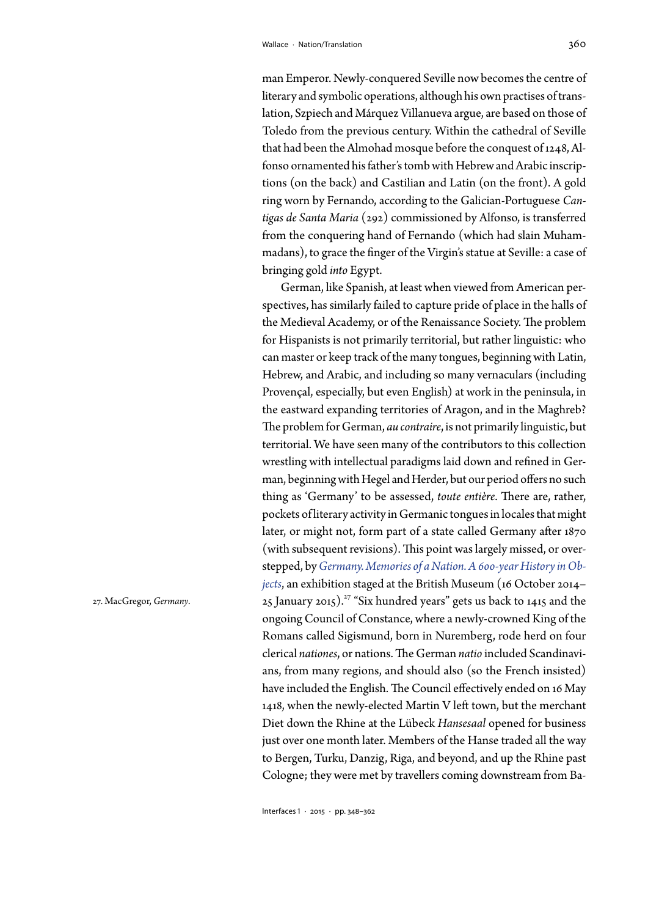man Emperor. Newly-conquered Seville now becomes the centre of literary and symbolic operations, although his own practises of translation, Szpiech and Márquez Villanueva argue, are based on those of Toledo from the previous century. Within the cathedral of Seville that had been the Almohad mosque before the conquest of 1248, Alfonso ornamented his father's tomb with Hebrew and Arabic inscriptions (on the back) and Castilian and Latin (on the front). A gold ring worn by Fernando, according to the Galician-Portuguese *Cantigas de Santa Maria* (292) commissioned by Alfonso, is transferred from the conquering hand of Fernando (which had slain Muhammadans), to grace the finger of the Virgin's statue at Seville: a case of bringing gold *into* Egypt.

German, like Spanish, at least when viewed from American perspectives, has similarly failed to capture pride of place in the halls of the Medieval Academy, or of the Renaissance Society. The problem for Hispanists is not primarily territorial, but rather linguistic: who can master or keep track of the many tongues, beginning with Latin, Hebrew, and Arabic, and including so many vernaculars (including Provençal, especially, but even English) at work in the peninsula, in the eastward expanding territories of Aragon, and in the Maghreb? The problem for German, *au contraire*, is not primarily linguistic, but territorial. We have seen many of the contributors to this collection wrestling with intellectual paradigms laid down and refined in German, beginning with Hegel and Herder, but our period offers no such thing as 'Germany' to be assessed, *toute entière*. There are, rather, pockets of literary activity in Germanic tongues in locales that might later, or might not, form part of a state called Germany after 1870 (with subsequent revisions). This point was largely missed, or overstepped, by *Germany. Memories of a Nation. A 600-year History in Objects*, an exhibition staged at the British Museum (16 October 2014–25 January 2015).[27] "Six hundred years" gets us back to 1415 and the ongoing Council of Constance, where a newly-crowned King of the Romans called Sigismund, born in Nuremberg, rode herd on four clerical *nationes*, or nations. The German *natio* included Scandinavians, from many regions, and should also (so the French insisted) have included the English. The Council effectively ended on 16 May 1418, when the newly-elected Martin V left town, but the merchant Diet down the Rhine at the Lübeck *Hansesaal* opened for business just over one month later. Members of the Hanse traded all the way to Bergen, Turku, Danzig, Riga, and beyond, and up the Rhine past Cologne; they were met by travellers coming downstream from Ba-

27. MacGregor, *Germany*.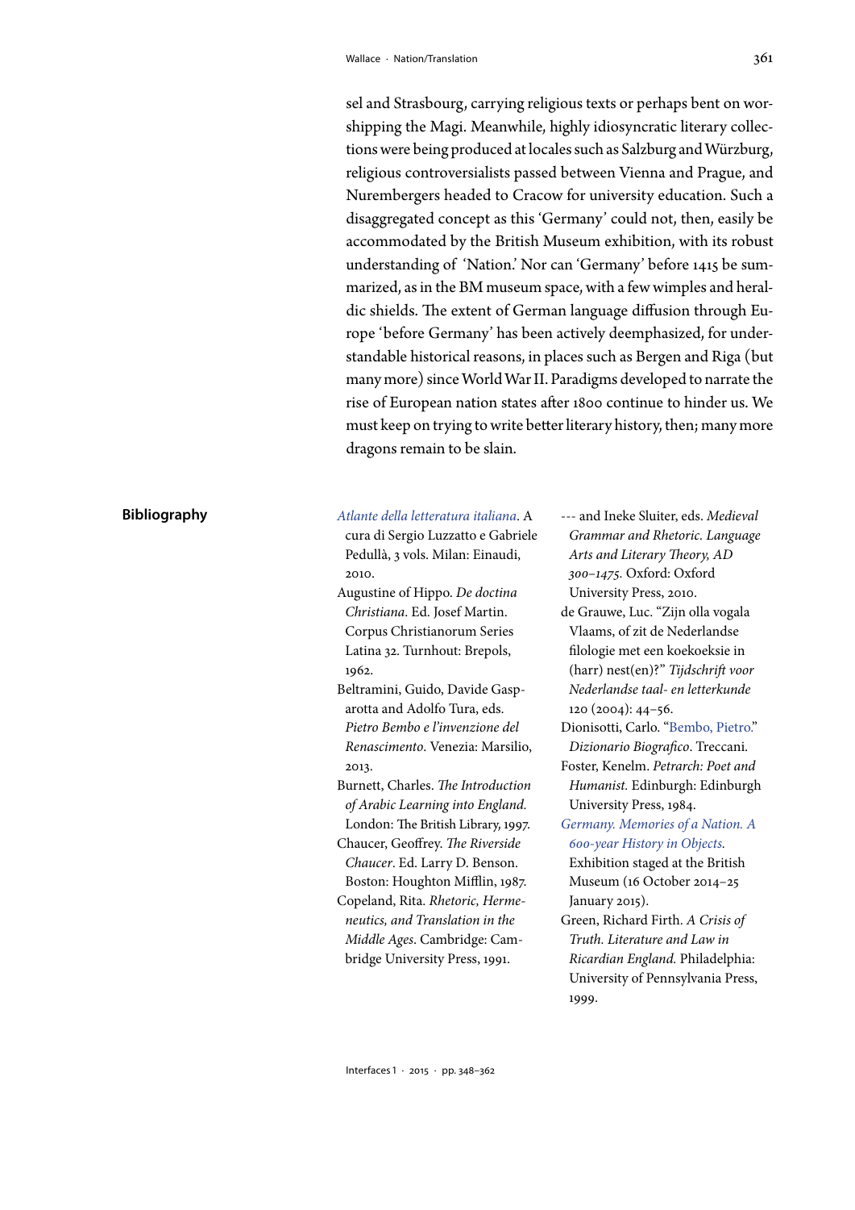sel and Strasbourg, carrying religious texts or perhaps bent on worshipping the Magi. Meanwhile, highly idiosyncratic literary collections were being produced at locales such as Salzburg and Würzburg, religious controversialists passed between Vienna and Prague, and Nurembergers headed to Cracow for university education. Such a disaggregated concept as this 'Germany' could not, then, easily be accommodated by the British Museum exhibition, with its robust understanding of 'Nation.' Nor can 'Germany' before 1415 be summarized, as in the BM museum space, with a few wimples and heraldic shields. The extent of German language diffusion through Europe 'before Germany' has been actively deemphasized, for understandable historical reasons, in places such as Bergen and Riga (but many more) since World War II. Paradigms developed to narrate the rise of European nation states after 1800 continue to hinder us. We must keep on trying to write better literary history, then; many more dragons remain to be slain.

## Bibliography

*Atlante della letteratura italiana*. A cura di Sergio Luzzatto e Gabriele Pedullà, 3 vols. Milan: Einaudi, 2010.

Augustine of Hippo. *De doctina Christiana*. Ed. Josef Martin. Corpus Christianorum Series Latina 32. Turnhout: Brepols, 1962.

Beltramini, Guido, Davide Gasparotta and Adolfo Tura, eds. *Pietro Bembo e l'invenzione del Renascimento*. Venezia: Marsilio, 2013.

Burnett, Charles. *The Introduction of Arabic Learning into England.* London: The British Library, 1997.

Chaucer, Geoffrey. *The Riverside Chaucer*. Ed. Larry D. Benson. Boston: Houghton Mifflin, 1987.

Copeland, Rita. *Rhetoric, Hermeneutics, and Translation in the Middle Ages*. Cambridge: Cambridge University Press, 1991.

--- and Ineke Sluiter, eds. *Medieval Grammar and Rhetoric. Language Arts and Literary Theory, AD 300–1475*. Oxford: Oxford University Press, 2010.

de Grauwe, Luc. "Zijn olla vogala Vlaams, of zit de Nederlandse filologie met een koekoeksie in (harr) nest(en)?" *Tijdschrift voor Nederlandse taal- en letterkunde* 120 (2004): 44–56.

Dionisotti, Carlo. "Bembo, Pietro." *Dizionario Biografico*. Treccani.

Foster, Kenelm. *Petrarch: Poet and Humanist.* Edinburgh: Edinburgh University Press, 1984.

*Germany. Memories of a Nation. A 600-year History in Objects.* Exhibition staged at the British Museum (16 October 2014–25 January 2015).

Green, Richard Firth. *A Crisis of Truth. Literature and Law in Ricardian England.* Philadelphia: University of Pennsylvania Press, 1999.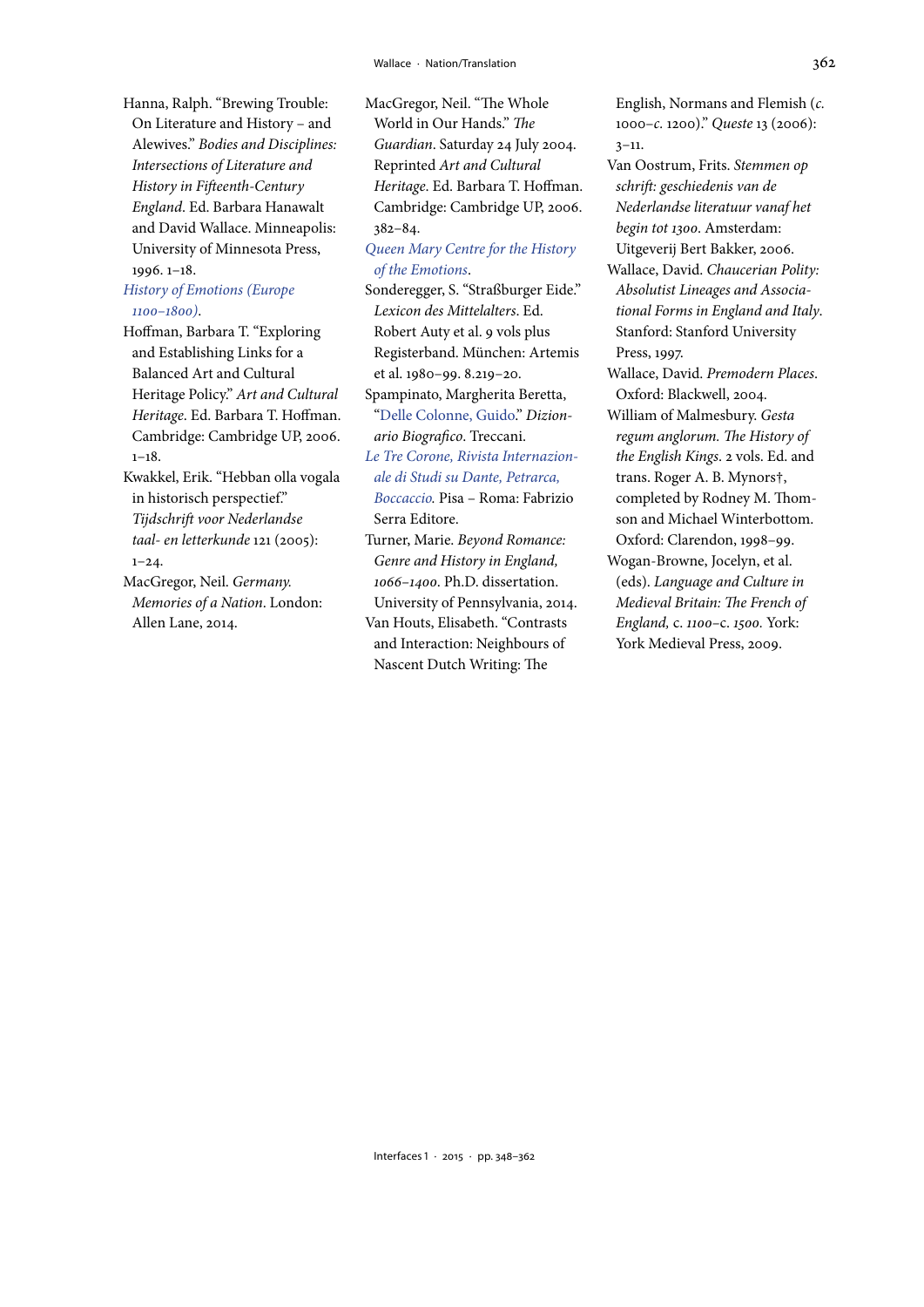Hanna, Ralph. "Brewing Trouble: On Literature and History – and Alewives." *Bodies and Disciplines: Intersections of Literature and History in Fifteenth-Century England*. Ed. Barbara Hanawalt and David Wallace. Minneapolis: University of Minnesota Press, 1996. 1–18.

*History of Emotions (Europe 1100–1800)*.

Hoffman, Barbara T. "Exploring and Establishing Links for a Balanced Art and Cultural Heritage Policy." *Art and Cultural Heritage*. Ed. Barbara T. Hoffman. Cambridge: Cambridge UP, 2006. 1–18.

Kwakkel, Erik. "Hebban olla vogala in historisch perspectief." *Tijdschrift voor Nederlandse taal- en letterkunde* 121 (2005): 1–24.

MacGregor, Neil. *Germany. Memories of a Nation*. London: Allen Lane, 2014.

MacGregor, Neil. "The Whole World in Our Hands." *The Guardian*. Saturday 24 July 2004. Reprinted *Art and Cultural Heritage*. Ed. Barbara T. Hoffman. Cambridge: Cambridge UP, 2006. 382–84.

*Queen Mary Centre for the History of the Emotions*.

Sonderegger, S. "Straßburger Eide." *Lexicon des Mittelalters*. Ed. Robert Auty et al. 9 vols plus Registerband. München: Artemis et al. 1980–99. 8.219–20.

Spampinato, Margherita Beretta, "Delle Colonne, Guido." *Dizionario Biografico*. Treccani.

*Le Tre Corone, Rivista Internazionale di Studi su Dante, Petrarca, Boccaccio*. Pisa – Roma: Fabrizio Serra Editore.

Turner, Marie. *Beyond Romance: Genre and History in England, 1066–1400*. Ph.D. dissertation. University of Pennsylvania, 2014.

Van Houts, Elisabeth. "Contrasts and Interaction: Neighbours of Nascent Dutch Writing: The English, Normans and Flemish (*c.* 1000–*c.* 1200)." *Queste* 13 (2006): 3–11.

Van Oostrum, Frits. *Stemmen op schrift: geschiedenis van de Nederlandse literatuur vanaf het begin tot 1300*. Amsterdam: Uitgeverij Bert Bakker, 2006.

Wallace, David. *Chaucerian Polity: Absolutist Lineages and Associational Forms in England and Italy*. Stanford: Stanford University Press, 1997.

Wallace, David. *Premodern Places*. Oxford: Blackwell, 2004.

William of Malmesbury. *Gesta regum anglorum. The History of the English Kings*. 2 vols. Ed. and trans. Roger A. B. Mynors†, completed by Rodney M. Thomson and Michael Winterbottom. Oxford: Clarendon, 1998–99.

Wogan-Browne, Jocelyn, et al. (eds). *Language and Culture in Medieval Britain: The French of England,* c. *1100*–c. *1500*. York: York Medieval Press, 2009.